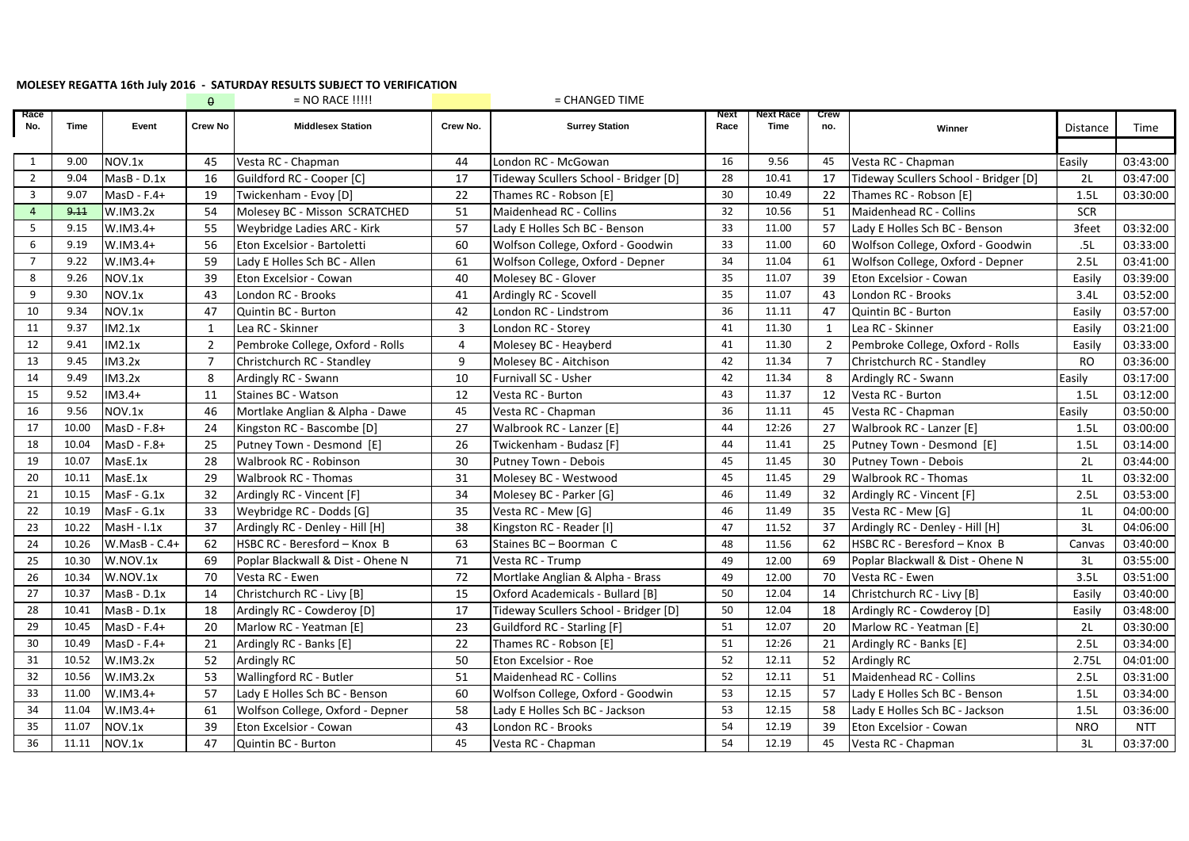**MOLESEY REGATTA 16th July 2016 - SATURDAY RESULTS SUBJECT TO VERIFICATION**

0 = NO RACE !!!!!    = CHANGED TIME

| Race No. | Time | Event | Crew No | Middlesex Station | Crew No. | Surrey Station | Next Race | Next Race Time | Crew no. | Winner | Distance | Time |
|---|---|---|---|---|---|---|---|---|---|---|---|---|
| 1 | 9.00 | NOV.1x | 45 | Vesta RC - Chapman | 44 | London RC - McGowan | 16 | 9.56 | 45 | Vesta RC - Chapman | Easily | 03:43:00 |
| 2 | 9.04 | MasB - D.1x | 16 | Guildford RC - Cooper [C] | 17 | Tideway Scullers School - Bridger [D] | 28 | 10.41 | 17 | Tideway Scullers School - Bridger [D] | 2L | 03:47:00 |
| 3 | 9.07 | MasD - F.4+ | 19 | Twickenham - Evoy [D] | 22 | Thames RC - Robson [E] | 30 | 10.49 | 22 | Thames RC - Robson [E] | 1.5L | 03:30:00 |
| 4 | ~~9.11~~ | W.IM3.2x | 54 | Molesey BC - Misson SCRATCHED | 51 | Maidenhead RC - Collins | 32 | 10.56 | 51 | Maidenhead RC - Collins | SCR | |
| 5 | 9.15 | W.IM3.4+ | 55 | Weybridge Ladies ARC - Kirk | 57 | Lady E Holles Sch BC - Benson | 33 | 11.00 | 57 | Lady E Holles Sch BC - Benson | 3feet | 03:32:00 |
| 6 | 9.19 | W.IM3.4+ | 56 | Eton Excelsior - Bartoletti | 60 | Wolfson College, Oxford - Goodwin | 33 | 11.00 | 60 | Wolfson College, Oxford - Goodwin | .5L | 03:33:00 |
| 7 | 9.22 | W.IM3.4+ | 59 | Lady E Holles Sch BC - Allen | 61 | Wolfson College, Oxford - Depner | 34 | 11.04 | 61 | Wolfson College, Oxford - Depner | 2.5L | 03:41:00 |
| 8 | 9.26 | NOV.1x | 39 | Eton Excelsior - Cowan | 40 | Molesey BC - Glover | 35 | 11.07 | 39 | Eton Excelsior - Cowan | Easily | 03:39:00 |
| 9 | 9.30 | NOV.1x | 43 | London RC - Brooks | 41 | Ardingly RC - Scovell | 35 | 11.07 | 43 | London RC - Brooks | 3.4L | 03:52:00 |
| 10 | 9.34 | NOV.1x | 47 | Quintin BC - Burton | 42 | London RC - Lindstrom | 36 | 11.11 | 47 | Quintin BC - Burton | Easily | 03:57:00 |
| 11 | 9.37 | IM2.1x | 1 | Lea RC - Skinner | 3 | London RC - Storey | 41 | 11.30 | 1 | Lea RC - Skinner | Easily | 03:21:00 |
| 12 | 9.41 | IM2.1x | 2 | Pembroke College, Oxford - Rolls | 4 | Molesey BC - Heayberd | 41 | 11.30 | 2 | Pembroke College, Oxford - Rolls | Easily | 03:33:00 |
| 13 | 9.45 | IM3.2x | 7 | Christchurch RC - Standley | 9 | Molesey BC - Aitchison | 42 | 11.34 | 7 | Christchurch RC - Standley | RO | 03:36:00 |
| 14 | 9.49 | IM3.2x | 8 | Ardingly RC - Swann | 10 | Furnivall SC - Usher | 42 | 11.34 | 8 | Ardingly RC - Swann | Easily | 03:17:00 |
| 15 | 9.52 | IM3.4+ | 11 | Staines BC - Watson | 12 | Vesta RC - Burton | 43 | 11.37 | 12 | Vesta RC - Burton | 1.5L | 03:12:00 |
| 16 | 9.56 | NOV.1x | 46 | Mortlake Anglian & Alpha - Dawe | 45 | Vesta RC - Chapman | 36 | 11.11 | 45 | Vesta RC - Chapman | Easily | 03:50:00 |
| 17 | 10.00 | MasD - F.8+ | 24 | Kingston RC - Bascombe [D] | 27 | Walbrook RC - Lanzer [E] | 44 | 12:26 | 27 | Walbrook RC - Lanzer [E] | 1.5L | 03:00:00 |
| 18 | 10.04 | MasD - F.8+ | 25 | Putney Town - Desmond [E] | 26 | Twickenham - Budasz [F] | 44 | 11.41 | 25 | Putney Town - Desmond [E] | 1.5L | 03:14:00 |
| 19 | 10.07 | MasE.1x | 28 | Walbrook RC - Robinson | 30 | Putney Town - Debois | 45 | 11.45 | 30 | Putney Town - Debois | 2L | 03:44:00 |
| 20 | 10.11 | MasE.1x | 29 | Walbrook RC - Thomas | 31 | Molesey BC - Westwood | 45 | 11.45 | 29 | Walbrook RC - Thomas | 1L | 03:32:00 |
| 21 | 10.15 | MasF - G.1x | 32 | Ardingly RC - Vincent [F] | 34 | Molesey BC - Parker [G] | 46 | 11.49 | 32 | Ardingly RC - Vincent [F] | 2.5L | 03:53:00 |
| 22 | 10.19 | MasF - G.1x | 33 | Weybridge RC - Dodds [G] | 35 | Vesta RC - Mew [G] | 46 | 11.49 | 35 | Vesta RC - Mew [G] | 1L | 04:00:00 |
| 23 | 10.22 | MasH - I.1x | 37 | Ardingly RC - Denley - Hill [H] | 38 | Kingston RC - Reader [I] | 47 | 11.52 | 37 | Ardingly RC - Denley - Hill [H] | 3L | 04:06:00 |
| 24 | 10.26 | W.MasB - C.4+ | 62 | HSBC RC - Beresford – Knox B | 63 | Staines BC – Boorman C | 48 | 11.56 | 62 | HSBC RC - Beresford – Knox B | Canvas | 03:40:00 |
| 25 | 10.30 | W.NOV.1x | 69 | Poplar Blackwall & Dist - Ohene N | 71 | Vesta RC - Trump | 49 | 12.00 | 69 | Poplar Blackwall & Dist - Ohene N | 3L | 03:55:00 |
| 26 | 10.34 | W.NOV.1x | 70 | Vesta RC - Ewen | 72 | Mortlake Anglian & Alpha - Brass | 49 | 12.00 | 70 | Vesta RC - Ewen | 3.5L | 03:51:00 |
| 27 | 10.37 | MasB - D.1x | 14 | Christchurch RC - Livy [B] | 15 | Oxford Academicals - Bullard [B] | 50 | 12.04 | 14 | Christchurch RC - Livy [B] | Easily | 03:40:00 |
| 28 | 10.41 | MasB - D.1x | 18 | Ardingly RC - Cowderoy [D] | 17 | Tideway Scullers School - Bridger [D] | 50 | 12.04 | 18 | Ardingly RC - Cowderoy [D] | Easily | 03:48:00 |
| 29 | 10.45 | MasD - F.4+ | 20 | Marlow RC - Yeatman [E] | 23 | Guildford RC - Starling [F] | 51 | 12.07 | 20 | Marlow RC - Yeatman [E] | 2L | 03:30:00 |
| 30 | 10.49 | MasD - F.4+ | 21 | Ardingly RC - Banks [E] | 22 | Thames RC - Robson [E] | 51 | 12:26 | 21 | Ardingly RC - Banks [E] | 2.5L | 03:34:00 |
| 31 | 10.52 | W.IM3.2x | 52 | Ardingly RC | 50 | Eton Excelsior - Roe | 52 | 12.11 | 52 | Ardingly RC | 2.75L | 04:01:00 |
| 32 | 10.56 | W.IM3.2x | 53 | Wallingford RC - Butler | 51 | Maidenhead RC - Collins | 52 | 12.11 | 51 | Maidenhead RC - Collins | 2.5L | 03:31:00 |
| 33 | 11.00 | W.IM3.4+ | 57 | Lady E Holles Sch BC - Benson | 60 | Wolfson College, Oxford - Goodwin | 53 | 12.15 | 57 | Lady E Holles Sch BC - Benson | 1.5L | 03:34:00 |
| 34 | 11.04 | W.IM3.4+ | 61 | Wolfson College, Oxford - Depner | 58 | Lady E Holles Sch BC - Jackson | 53 | 12.15 | 58 | Lady E Holles Sch BC - Jackson | 1.5L | 03:36:00 |
| 35 | 11.07 | NOV.1x | 39 | Eton Excelsior - Cowan | 43 | London RC - Brooks | 54 | 12.19 | 39 | Eton Excelsior - Cowan | NRO | NTT |
| 36 | 11.11 | NOV.1x | 47 | Quintin BC - Burton | 45 | Vesta RC - Chapman | 54 | 12.19 | 45 | Vesta RC - Chapman | 3L | 03:37:00 |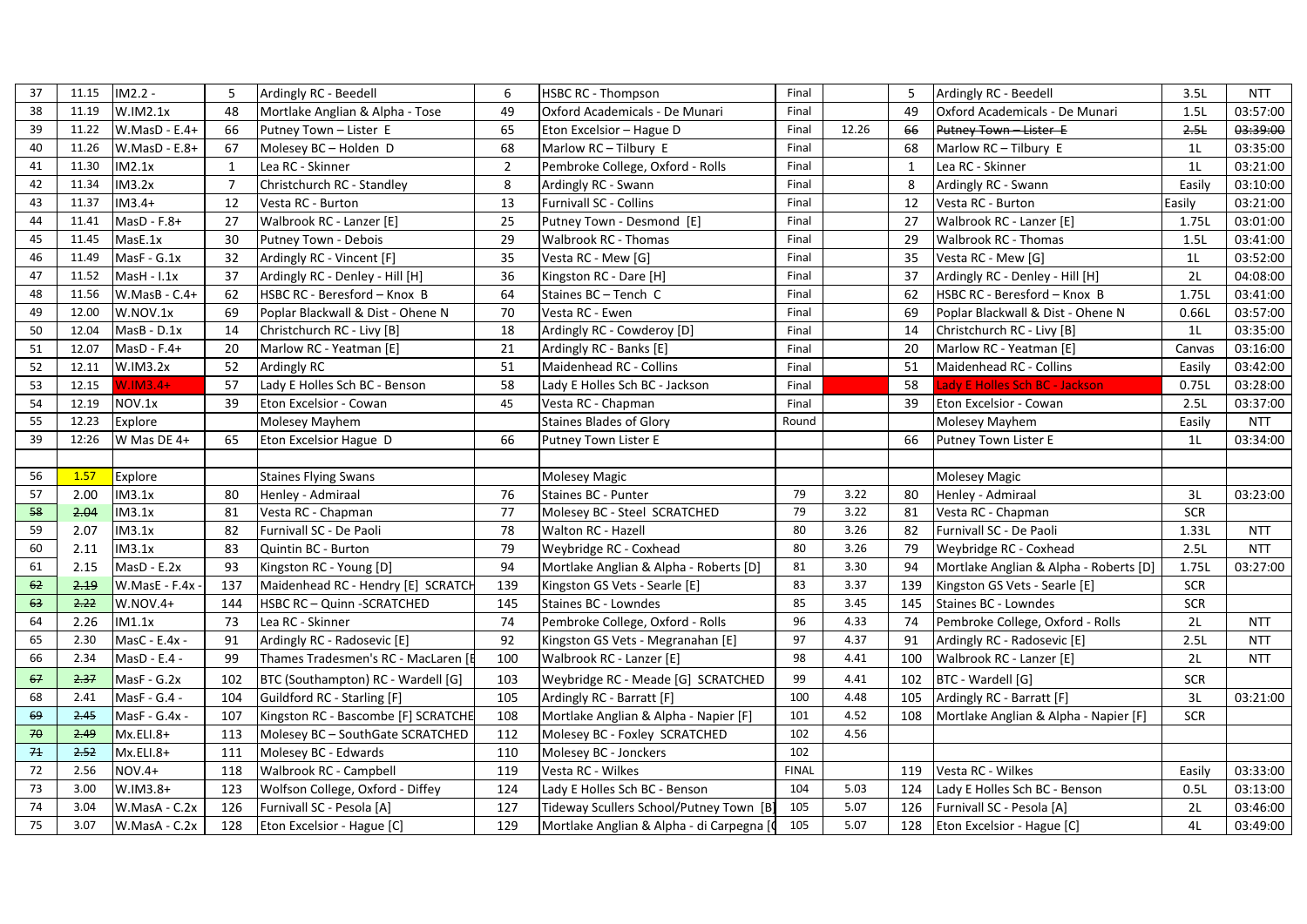| | | | | | | | | | | | | |
|---|---|---|---|---|---|---|---|---|---|---|---|---|
| 37 | 11.15 | IM2.2 - | 5 | Ardingly RC - Beedell | 6 | HSBC RC - Thompson | Final | | 5 | Ardingly RC - Beedell | 3.5L | NTT |
| 38 | 11.19 | W.IM2.1x | 48 | Mortlake Anglian & Alpha - Tose | 49 | Oxford Academicals - De Munari | Final | | 49 | Oxford Academicals - De Munari | 1.5L | 03:57:00 |
| 39 | 11.22 | W.MasD - E.4+ | 66 | Putney Town – Lister E | 65 | Eton Excelsior – Hague D | Final | 12.26 | ~~66~~ | ~~Putney Town – Lister E~~ | ~~2.5L~~ | ~~03:39:00~~ |
| 40 | 11.26 | W.MasD - E.8+ | 67 | Molesey BC – Holden D | 68 | Marlow RC – Tilbury E | Final | | 68 | Marlow RC – Tilbury E | 1L | 03:35:00 |
| 41 | 11.30 | IM2.1x | 1 | Lea RC - Skinner | 2 | Pembroke College, Oxford - Rolls | Final | | 1 | Lea RC - Skinner | 1L | 03:21:00 |
| 42 | 11.34 | IM3.2x | 7 | Christchurch RC - Standley | 8 | Ardingly RC - Swann | Final | | 8 | Ardingly RC - Swann | Easily | 03:10:00 |
| 43 | 11.37 | IM3.4+ | 12 | Vesta RC - Burton | 13 | Furnivall SC - Collins | Final | | 12 | Vesta RC - Burton | Easily | 03:21:00 |
| 44 | 11.41 | MasD - F.8+ | 27 | Walbrook RC - Lanzer [E] | 25 | Putney Town - Desmond [E] | Final | | 27 | Walbrook RC - Lanzer [E] | 1.75L | 03:01:00 |
| 45 | 11.45 | MasE.1x | 30 | Putney Town - Debois | 29 | Walbrook RC - Thomas | Final | | 29 | Walbrook RC - Thomas | 1.5L | 03:41:00 |
| 46 | 11.49 | MasF - G.1x | 32 | Ardingly RC - Vincent [F] | 35 | Vesta RC - Mew [G] | Final | | 35 | Vesta RC - Mew [G] | 1L | 03:52:00 |
| 47 | 11.52 | MasH - I.1x | 37 | Ardingly RC - Denley - Hill [H] | 36 | Kingston RC - Dare [H] | Final | | 37 | Ardingly RC - Denley - Hill [H] | 2L | 04:08:00 |
| 48 | 11.56 | W.MasB - C.4+ | 62 | HSBC RC - Beresford – Knox B | 64 | Staines BC – Tench C | Final | | 62 | HSBC RC - Beresford – Knox B | 1.75L | 03:41:00 |
| 49 | 12.00 | W.NOV.1x | 69 | Poplar Blackwall & Dist - Ohene N | 70 | Vesta RC - Ewen | Final | | 69 | Poplar Blackwall & Dist - Ohene N | 0.66L | 03:57:00 |
| 50 | 12.04 | MasB - D.1x | 14 | Christchurch RC - Livy [B] | 18 | Ardingly RC - Cowderoy [D] | Final | | 14 | Christchurch RC - Livy [B] | 1L | 03:35:00 |
| 51 | 12.07 | MasD - F.4+ | 20 | Marlow RC - Yeatman [E] | 21 | Ardingly RC - Banks [E] | Final | | 20 | Marlow RC - Yeatman [E] | Canvas | 03:16:00 |
| 52 | 12.11 | W.IM3.2x | 52 | Ardingly RC | 51 | Maidenhead RC - Collins | Final | | 51 | Maidenhead RC - Collins | Easily | 03:42:00 |
| 53 | 12.15 | W.IM3.4+ | 57 | Lady E Holles Sch BC - Benson | 58 | Lady E Holles Sch BC - Jackson | Final | | 58 | Lady E Holles Sch BC - Jackson | 0.75L | 03:28:00 |
| 54 | 12.19 | NOV.1x | 39 | Eton Excelsior - Cowan | 45 | Vesta RC - Chapman | Final | | 39 | Eton Excelsior - Cowan | 2.5L | 03:37:00 |
| 55 | 12.23 | Explore | | Molesey Mayhem | | Staines Blades of Glory | Round | | | Molesey Mayhem | Easily | NTT |
| 39 | 12:26 | W Mas DE 4+ | 65 | Eton Excelsior Hague D | 66 | Putney Town Lister E | | | 66 | Putney Town Lister E | 1L | 03:34:00 |
| | | | | | | | | | | | | |
| 56 | 1.57 | Explore | | Staines Flying Swans | | Molesey Magic | | | | Molesey Magic | | |
| 57 | 2.00 | IM3.1x | 80 | Henley - Admiraal | 76 | Staines BC - Punter | 79 | 3.22 | 80 | Henley - Admiraal | 3L | 03:23:00 |
| ~~58~~ | ~~2.04~~ | IM3.1x | 81 | Vesta RC - Chapman | 77 | Molesey BC - Steel SCRATCHED | 79 | 3.22 | 81 | Vesta RC - Chapman | SCR | |
| 59 | 2.07 | IM3.1x | 82 | Furnivall SC - De Paoli | 78 | Walton RC - Hazell | 80 | 3.26 | 82 | Furnivall SC - De Paoli | 1.33L | NTT |
| 60 | 2.11 | IM3.1x | 83 | Quintin BC - Burton | 79 | Weybridge RC - Coxhead | 80 | 3.26 | 79 | Weybridge RC - Coxhead | 2.5L | NTT |
| 61 | 2.15 | MasD - E.2x | 93 | Kingston RC - Young [D] | 94 | Mortlake Anglian & Alpha - Roberts [D] | 81 | 3.30 | 94 | Mortlake Anglian & Alpha - Roberts [D] | 1.75L | 03:27:00 |
| ~~62~~ | ~~2.19~~ | W.MasE - F.4x - | 137 | Maidenhead RC - Hendry [E] SCRATCH | 139 | Kingston GS Vets - Searle [E] | 83 | 3.37 | 139 | Kingston GS Vets - Searle [E] | SCR | |
| ~~63~~ | ~~2.22~~ | W.NOV.4+ | 144 | HSBC RC – Quinn -SCRATCHED | 145 | Staines BC - Lowndes | 85 | 3.45 | 145 | Staines BC - Lowndes | SCR | |
| 64 | 2.26 | IM1.1x | 73 | Lea RC - Skinner | 74 | Pembroke College, Oxford - Rolls | 96 | 4.33 | 74 | Pembroke College, Oxford - Rolls | 2L | NTT |
| 65 | 2.30 | MasC - E.4x - | 91 | Ardingly RC - Radosevic [E] | 92 | Kingston GS Vets - Megranahan [E] | 97 | 4.37 | 91 | Ardingly RC - Radosevic [E] | 2.5L | NTT |
| 66 | 2.34 | MasD - E.4 - | 99 | Thames Tradesmen's RC - MacLaren [E | 100 | Walbrook RC - Lanzer [E] | 98 | 4.41 | 100 | Walbrook RC - Lanzer [E] | 2L | NTT |
| ~~67~~ | ~~2.37~~ | MasF - G.2x | 102 | BTC (Southampton) RC - Wardell [G] | 103 | Weybridge RC - Meade [G] SCRATCHED | 99 | 4.41 | 102 | BTC - Wardell [G] | SCR | |
| 68 | 2.41 | MasF - G.4 - | 104 | Guildford RC - Starling [F] | 105 | Ardingly RC - Barratt [F] | 100 | 4.48 | 105 | Ardingly RC - Barratt [F] | 3L | 03:21:00 |
| ~~69~~ | ~~2.45~~ | MasF - G.4x - | 107 | Kingston RC - Bascombe [F] SCRATCHE | 108 | Mortlake Anglian & Alpha - Napier [F] | 101 | 4.52 | 108 | Mortlake Anglian & Alpha - Napier [F] | SCR | |
| ~~70~~ | ~~2.49~~ | Mx.ELI.8+ | 113 | Molesey BC – SouthGate SCRATCHED | 112 | Molesey BC - Foxley SCRATCHED | 102 | 4.56 | | | | |
| ~~71~~ | ~~2.52~~ | Mx.ELI.8+ | 111 | Molesey BC - Edwards | 110 | Molesey BC - Jonckers | 102 | | | | | |
| 72 | 2.56 | NOV.4+ | 118 | Walbrook RC - Campbell | 119 | Vesta RC - Wilkes | FINAL | | 119 | Vesta RC - Wilkes | Easily | 03:33:00 |
| 73 | 3.00 | W.IM3.8+ | 123 | Wolfson College, Oxford - Diffey | 124 | Lady E Holles Sch BC - Benson | 104 | 5.03 | 124 | Lady E Holles Sch BC - Benson | 0.5L | 03:13:00 |
| 74 | 3.04 | W.MasA - C.2x | 126 | Furnivall SC - Pesola [A] | 127 | Tideway Scullers School/Putney Town [B] | 105 | 5.07 | 126 | Furnivall SC - Pesola [A] | 2L | 03:46:00 |
| 75 | 3.07 | W.MasA - C.2x | 128 | Eton Excelsior - Hague [C] | 129 | Mortlake Anglian & Alpha - di Carpegna [C | 105 | 5.07 | 128 | Eton Excelsior - Hague [C] | 4L | 03:49:00 |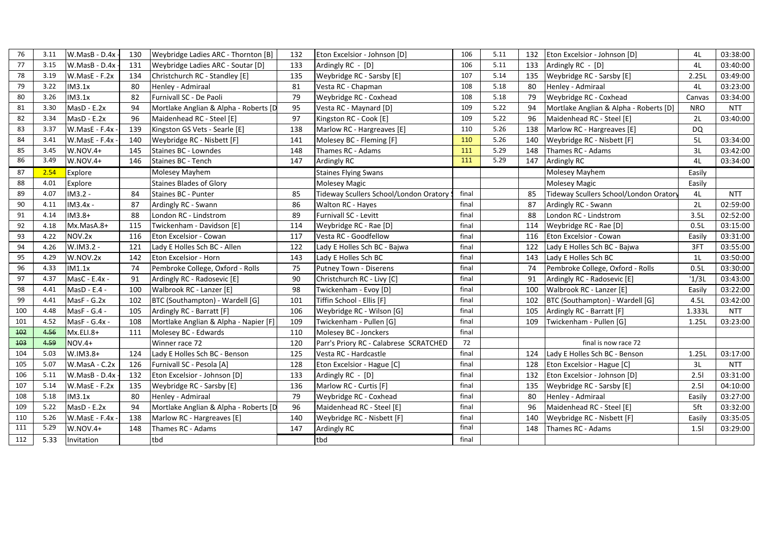| | | | | | | | | | | | | |
|---|---|---|---|---|---|---|---|---|---|---|---|---|
| 76 | 3.11 | W.MasB - D.4x - | 130 | Weybridge Ladies ARC - Thornton [B] | 132 | Eton Excelsior - Johnson [D] | 106 | 5.11 | 132 | Eton Excelsior - Johnson [D] | 4L | 03:38:00 |
| 77 | 3.15 | W.MasB - D.4x - | 131 | Weybridge Ladies ARC - Soutar [D] | 133 | Ardingly RC - [D] | 106 | 5.11 | 133 | Ardingly RC - [D] | 4L | 03:40:00 |
| 78 | 3.19 | W.MasE - F.2x | 134 | Christchurch RC - Standley [E] | 135 | Weybridge RC - Sarsby [E] | 107 | 5.14 | 135 | Weybridge RC - Sarsby [E] | 2.25L | 03:49:00 |
| 79 | 3.22 | IM3.1x | 80 | Henley - Admiraal | 81 | Vesta RC - Chapman | 108 | 5.18 | 80 | Henley - Admiraal | 4L | 03:23:00 |
| 80 | 3.26 | IM3.1x | 82 | Furnivall SC - De Paoli | 79 | Weybridge RC - Coxhead | 108 | 5.18 | 79 | Weybridge RC - Coxhead | Canvas | 03:34:00 |
| 81 | 3.30 | MasD - E.2x | 94 | Mortlake Anglian & Alpha - Roberts [D | 95 | Vesta RC - Maynard [D] | 109 | 5.22 | 94 | Mortlake Anglian & Alpha - Roberts [D] | NRO | NTT |
| 82 | 3.34 | MasD - E.2x | 96 | Maidenhead RC - Steel [E] | 97 | Kingston RC - Cook [E] | 109 | 5.22 | 96 | Maidenhead RC - Steel [E] | 2L | 03:40:00 |
| 83 | 3.37 | W.MasE - F.4x - | 139 | Kingston GS Vets - Searle [E] | 138 | Marlow RC - Hargreaves [E] | 110 | 5.26 | 138 | Marlow RC - Hargreaves [E] | DQ | |
| 84 | 3.41 | W.MasE - F.4x - | 140 | Weybridge RC - Nisbett [F] | 141 | Molesey BC - Fleming [F] | 110 | 5.26 | 140 | Weybridge RC - Nisbett [F] | 5L | 03:34:00 |
| 85 | 3.45 | W.NOV.4+ | 145 | Staines BC - Lowndes | 148 | Thames RC - Adams | 111 | 5.29 | 148 | Thames RC - Adams | 3L | 03:42:00 |
| 86 | 3.49 | W.NOV.4+ | 146 | Staines BC - Tench | 147 | Ardingly RC | 111 | 5.29 | 147 | Ardingly RC | 4L | 03:34:00 |
| 87 | 2.54 | Explore | | Molesey Mayhem | | Staines Flying Swans | | | | Molesey Mayhem | Easily | |
| 88 | 4.01 | Explore | | Staines Blades of Glory | | Molesey Magic | | | | Molesey Magic | Easily | |
| 89 | 4.07 | IM3.2 - | 84 | Staines BC - Punter | 85 | Tideway Scullers School/London Oratory | final | | 85 | Tideway Scullers School/London Oratory | 4L | NTT |
| 90 | 4.11 | IM3.4x - | 87 | Ardingly RC - Swann | 86 | Walton RC - Hayes | final | | 87 | Ardingly RC - Swann | 2L | 02:59:00 |
| 91 | 4.14 | IM3.8+ | 88 | London RC - Lindstrom | 89 | Furnivall SC - Levitt | final | | 88 | London RC - Lindstrom | 3.5L | 02:52:00 |
| 92 | 4.18 | Mx.MasA.8+ | 115 | Twickenham - Davidson [E] | 114 | Weybridge RC - Rae [D] | final | | 114 | Weybridge RC - Rae [D] | 0.5L | 03:15:00 |
| 93 | 4.22 | NOV.2x | 116 | Eton Excelsior - Cowan | 117 | Vesta RC - Goodfellow | final | | 116 | Eton Excelsior - Cowan | Easily | 03:31:00 |
| 94 | 4.26 | W.IM3.2 - | 121 | Lady E Holles Sch BC - Allen | 122 | Lady E Holles Sch BC - Bajwa | final | | 122 | Lady E Holles Sch BC - Bajwa | 3FT | 03:55:00 |
| 95 | 4.29 | W.NOV.2x | 142 | Eton Excelsior - Horn | 143 | Lady E Holles Sch BC | final | | 143 | Lady E Holles Sch BC | 1L | 03:50:00 |
| 96 | 4.33 | IM1.1x | 74 | Pembroke College, Oxford - Rolls | 75 | Putney Town - Diserens | final | | 74 | Pembroke College, Oxford - Rolls | 0.5L | 03:30:00 |
| 97 | 4.37 | MasC - E.4x - | 91 | Ardingly RC - Radosevic [E] | 90 | Christchurch RC - Livy [C] | final | | 91 | Ardingly RC - Radosevic [E] | '1/3L | 03:43:00 |
| 98 | 4.41 | MasD - E.4 - | 100 | Walbrook RC - Lanzer [E] | 98 | Twickenham - Evoy [D] | final | | 100 | Walbrook RC - Lanzer [E] | Easily | 03:22:00 |
| 99 | 4.41 | MasF - G.2x | 102 | BTC (Southampton) - Wardell [G] | 101 | Tiffin School - Ellis [F] | final | | 102 | BTC (Southampton) - Wardell [G] | 4.5L | 03:42:00 |
| 100 | 4.48 | MasF - G.4 - | 105 | Ardingly RC - Barratt [F] | 106 | Weybridge RC - Wilson [G] | final | | 105 | Ardingly RC - Barratt [F] | 1.333L | NTT |
| 101 | 4.52 | MasF - G.4x - | 108 | Mortlake Anglian & Alpha - Napier [F] | 109 | Twickenham - Pullen [G] | final | | 109 | Twickenham - Pullen [G] | 1.25L | 03:23:00 |
| ~~102~~ | ~~4.56~~ | Mx.ELI.8+ | 111 | Molesey BC - Edwards | 110 | Molesey BC - Jonckers | final | | | | | |
| ~~103~~ | ~~4.59~~ | NOV.4+ | | Winner race 72 | 120 | Parr's Priory RC - Calabrese SCRATCHED | 72 | | | final is now race 72 | | |
| 104 | 5.03 | W.IM3.8+ | 124 | Lady E Holles Sch BC - Benson | 125 | Vesta RC - Hardcastle | final | | 124 | Lady E Holles Sch BC - Benson | 1.25L | 03:17:00 |
| 105 | 5.07 | W.MasA - C.2x | 126 | Furnivall SC - Pesola [A] | 128 | Eton Excelsior - Hague [C] | final | | 128 | Eton Excelsior - Hague [C] | 3L | NTT |
| 106 | 5.11 | W.MasB - D.4x - | 132 | Eton Excelsior - Johnson [D] | 133 | Ardingly RC - [D] | final | | 132 | Eton Excelsior - Johnson [D] | 2.5l | 03:31:00 |
| 107 | 5.14 | W.MasE - F.2x | 135 | Weybridge RC - Sarsby [E] | 136 | Marlow RC - Curtis [F] | final | | 135 | Weybridge RC - Sarsby [E] | 2.5l | 04:10:00 |
| 108 | 5.18 | IM3.1x | 80 | Henley - Admiraal | 79 | Weybridge RC - Coxhead | final | | 80 | Henley - Admiraal | Easily | 03:27:00 |
| 109 | 5.22 | MasD - E.2x | 94 | Mortlake Anglian & Alpha - Roberts [D | 96 | Maidenhead RC - Steel [E] | final | | 96 | Maidenhead RC - Steel [E] | 5ft | 03:32:00 |
| 110 | 5.26 | W.MasE - F.4x - | 138 | Marlow RC - Hargreaves [E] | 140 | Weybridge RC - Nisbett [F] | final | | 140 | Weybridge RC - Nisbett [F] | Easily | 03:35:05 |
| 111 | 5.29 | W.NOV.4+ | 148 | Thames RC - Adams | 147 | Ardingly RC | final | | 148 | Thames RC - Adams | 1.5l | 03:29:00 |
| 112 | 5.33 | Invitation | | tbd | | tbd | final | | | | | |